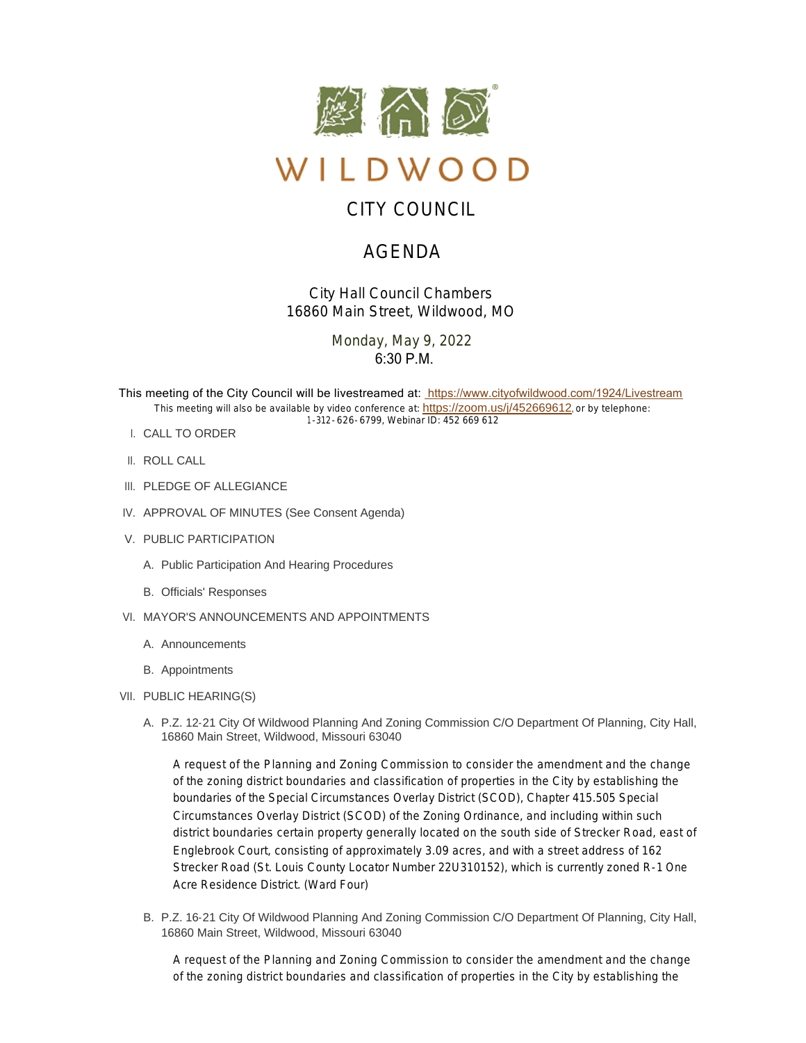# WILDWOOD

## CITY COUNCIL

## AGENDA

City Hall Council Chambers
16860 Main Street, Wildwood, MO

Monday, May 9, 2022
6:30 P.M.

This meeting of the City Council will be livestreamed at: https://www.cityofwildwood.com/1924/Livestream
This meeting will also be available by video conference at: https://zoom.us/j/452669612, or by telephone: 1-312-626-6799, Webinar ID: 452 669 612

I. CALL TO ORDER

II. ROLL CALL

III. PLEDGE OF ALLEGIANCE

IV. APPROVAL OF MINUTES (See Consent Agenda)

V. PUBLIC PARTICIPATION

   A. Public Participation And Hearing Procedures

   B. Officials' Responses

VI. MAYOR'S ANNOUNCEMENTS AND APPOINTMENTS

   A. Announcements

   B. Appointments

VII. PUBLIC HEARING(S)

   A. P.Z. 12-21 City Of Wildwood Planning And Zoning Commission C/O Department Of Planning, City Hall, 16860 Main Street, Wildwood, Missouri 63040

      A request of the Planning and Zoning Commission to consider the amendment and the change of the zoning district boundaries and classification of properties in the City by establishing the boundaries of the Special Circumstances Overlay District (SCOD), Chapter 415.505 Special Circumstances Overlay District (SCOD) of the Zoning Ordinance, and including within such district boundaries certain property generally located on the south side of Strecker Road, east of Englebrook Court, consisting of approximately 3.09 acres, and with a street address of 162 Strecker Road (St. Louis County Locator Number 22U310152), which is currently zoned R-1 One Acre Residence District. (Ward Four)

   B. P.Z. 16-21 City Of Wildwood Planning And Zoning Commission C/O Department Of Planning, City Hall, 16860 Main Street, Wildwood, Missouri 63040

      A request of the Planning and Zoning Commission to consider the amendment and the change of the zoning district boundaries and classification of properties in the City by establishing the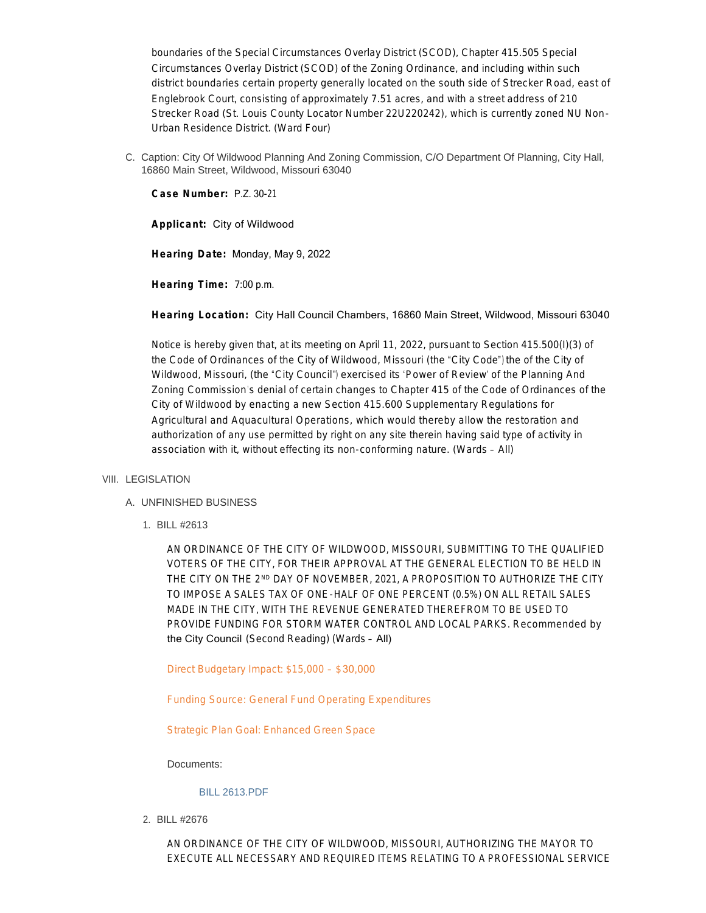boundaries of the Special Circumstances Overlay District (SCOD), Chapter 415.505 Special Circumstances Overlay District (SCOD) of the Zoning Ordinance, and including within such district boundaries certain property generally located on the south side of Strecker Road, east of Englebrook Court, consisting of approximately 7.51 acres, and with a street address of 210 Strecker Road (St. Louis County Locator Number 22U220242), which is currently zoned NU Non-Urban Residence District. (Ward Four)

C. Caption: City Of Wildwood Planning And Zoning Commission, C/O Department Of Planning, City Hall, 16860 Main Street, Wildwood, Missouri 63040

**Case Number:** P.Z. 30-21

**Applicant:** City of Wildwood

**Hearing Date:** Monday, May 9, 2022

**Hearing Time:** 7:00 p.m.

**Hearing Location:** City Hall Council Chambers, 16860 Main Street, Wildwood, Missouri 63040

Notice is hereby given that, at its meeting on April 11, 2022, pursuant to Section 415.500(I)(3) of the Code of Ordinances of the City of Wildwood, Missouri (the "City Code") the of the City of Wildwood, Missouri, (the "City Council") exercised its 'Power of Review' of the Planning And Zoning Commission's denial of certain changes to Chapter 415 of the Code of Ordinances of the City of Wildwood by enacting a new Section 415.600 Supplementary Regulations for Agricultural and Aquacultural Operations, which would thereby allow the restoration and authorization of any use permitted by right on any site therein having said type of activity in association with it, without effecting its non-conforming nature. (Wards – All)

VIII. LEGISLATION

A. UNFINISHED BUSINESS

1. BILL #2613

AN ORDINANCE OF THE CITY OF WILDWOOD, MISSOURI, SUBMITTING TO THE QUALIFIED VOTERS OF THE CITY, FOR THEIR APPROVAL AT THE GENERAL ELECTION TO BE HELD IN THE CITY ON THE 2ND DAY OF NOVEMBER, 2021, A PROPOSITION TO AUTHORIZE THE CITY TO IMPOSE A SALES TAX OF ONE-HALF OF ONE PERCENT (0.5%) ON ALL RETAIL SALES MADE IN THE CITY, WITH THE REVENUE GENERATED THEREFROM TO BE USED TO PROVIDE FUNDING FOR STORM WATER CONTROL AND LOCAL PARKS. Recommended by the City Council (Second Reading) (Wards – All)

Direct Budgetary Impact: $15,000 – $30,000

Funding Source: General Fund Operating Expenditures

Strategic Plan Goal: Enhanced Green Space

Documents:

BILL 2613.PDF

2. BILL #2676

AN ORDINANCE OF THE CITY OF WILDWOOD, MISSOURI, AUTHORIZING THE MAYOR TO EXECUTE ALL NECESSARY AND REQUIRED ITEMS RELATING TO A PROFESSIONAL SERVICE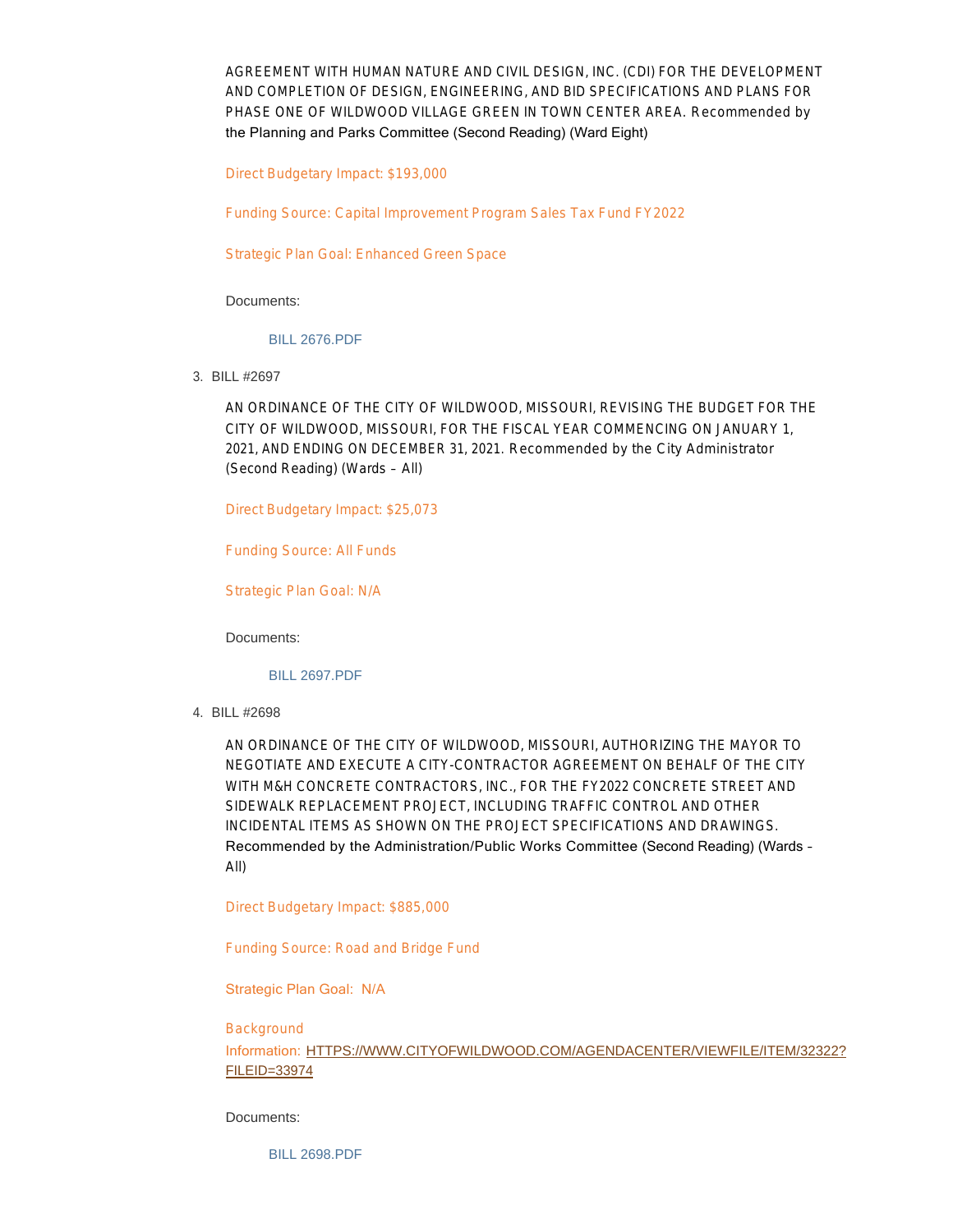AGREEMENT WITH HUMAN NATURE AND CIVIL DESIGN, INC. (CDI) FOR THE DEVELOPMENT AND COMPLETION OF DESIGN, ENGINEERING, AND BID SPECIFICATIONS AND PLANS FOR PHASE ONE OF WILDWOOD VILLAGE GREEN IN TOWN CENTER AREA. Recommended by the Planning and Parks Committee (Second Reading) (Ward Eight)

Direct Budgetary Impact: $193,000

Funding Source: Capital Improvement Program Sales Tax Fund FY2022

Strategic Plan Goal: Enhanced Green Space

Documents:

BILL 2676.PDF

3. BILL #2697

AN ORDINANCE OF THE CITY OF WILDWOOD, MISSOURI, REVISING THE BUDGET FOR THE CITY OF WILDWOOD, MISSOURI, FOR THE FISCAL YEAR COMMENCING ON JANUARY 1, 2021, AND ENDING ON DECEMBER 31, 2021. Recommended by the City Administrator (Second Reading) (Wards – All)

Direct Budgetary Impact: $25,073

Funding Source: All Funds

Strategic Plan Goal: N/A

Documents:

BILL 2697.PDF

4. BILL #2698

AN ORDINANCE OF THE CITY OF WILDWOOD, MISSOURI, AUTHORIZING THE MAYOR TO NEGOTIATE AND EXECUTE A CITY-CONTRACTOR AGREEMENT ON BEHALF OF THE CITY WITH M&H CONCRETE CONTRACTORS, INC., FOR THE FY2022 CONCRETE STREET AND SIDEWALK REPLACEMENT PROJECT, INCLUDING TRAFFIC CONTROL AND OTHER INCIDENTAL ITEMS AS SHOWN ON THE PROJECT SPECIFICATIONS AND DRAWINGS. Recommended by the Administration/Public Works Committee (Second Reading) (Wards – All)

Direct Budgetary Impact: $885,000

Funding Source: Road and Bridge Fund

Strategic Plan Goal: N/A

Background Information: HTTPS://WWW.CITYOFWILDWOOD.COM/AGENDACENTER/VIEWFILE/ITEM/32322?FILEID=33974

Documents:

BILL 2698.PDF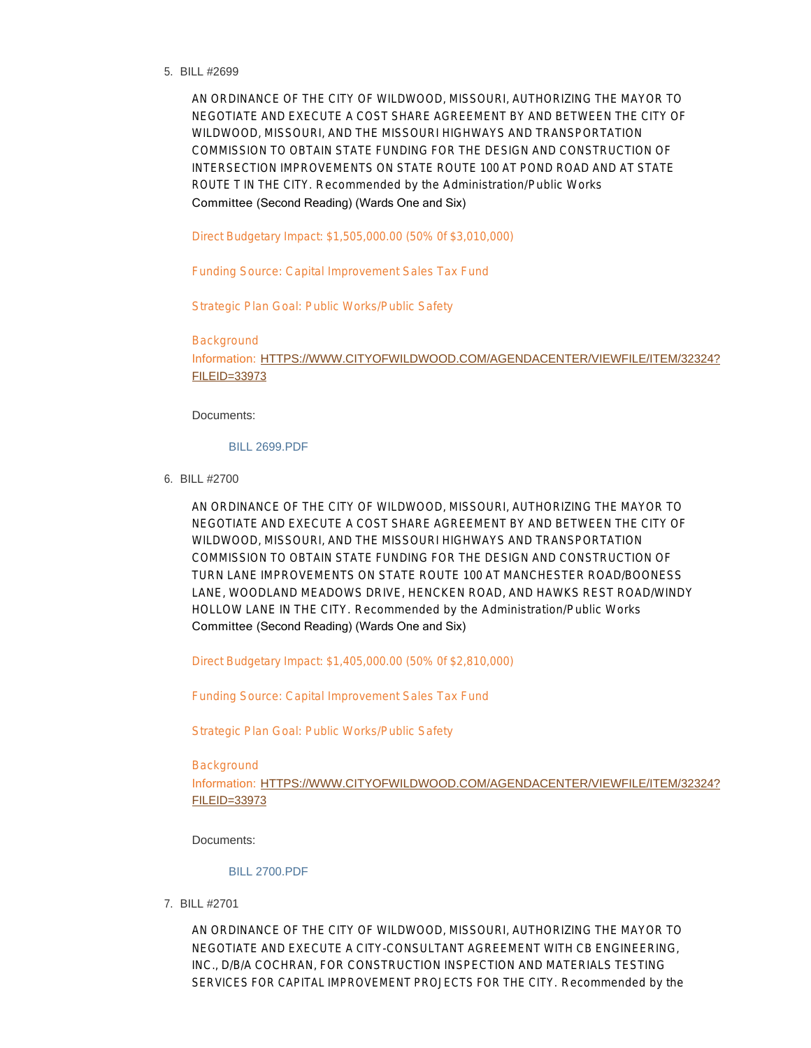5. BILL #2699

 AN ORDINANCE OF THE CITY OF WILDWOOD, MISSOURI, AUTHORIZING THE MAYOR TO NEGOTIATE AND EXECUTE A COST SHARE AGREEMENT BY AND BETWEEN THE CITY OF WILDWOOD, MISSOURI, AND THE MISSOURI HIGHWAYS AND TRANSPORTATION COMMISSION TO OBTAIN STATE FUNDING FOR THE DESIGN AND CONSTRUCTION OF INTERSECTION IMPROVEMENTS ON STATE ROUTE 100 AT POND ROAD AND AT STATE ROUTE T IN THE CITY. Recommended by the Administration/Public Works Committee (Second Reading) (Wards One and Six)

 Direct Budgetary Impact: $1,505,000.00 (50% 0f $3,010,000)

 Funding Source: Capital Improvement Sales Tax Fund

 Strategic Plan Goal: Public Works/Public Safety

 Background Information: [HTTPS://WWW.CITYOFWILDWOOD.COM/AGENDACENTER/VIEWFILE/ITEM/32324?FILEID=33973](HTTPS://WWW.CITYOFWILDWOOD.COM/AGENDACENTER/VIEWFILE/ITEM/32324?FILEID=33973)

 Documents:

 BILL 2699.PDF

6. BILL #2700

 AN ORDINANCE OF THE CITY OF WILDWOOD, MISSOURI, AUTHORIZING THE MAYOR TO NEGOTIATE AND EXECUTE A COST SHARE AGREEMENT BY AND BETWEEN THE CITY OF WILDWOOD, MISSOURI, AND THE MISSOURI HIGHWAYS AND TRANSPORTATION COMMISSION TO OBTAIN STATE FUNDING FOR THE DESIGN AND CONSTRUCTION OF TURN LANE IMPROVEMENTS ON STATE ROUTE 100 AT MANCHESTER ROAD/BOONESS LANE, WOODLAND MEADOWS DRIVE, HENCKEN ROAD, AND HAWKS REST ROAD/WINDY HOLLOW LANE IN THE CITY. Recommended by the Administration/Public Works Committee (Second Reading) (Wards One and Six)

 Direct Budgetary Impact: $1,405,000.00 (50% 0f $2,810,000)

 Funding Source: Capital Improvement Sales Tax Fund

 Strategic Plan Goal: Public Works/Public Safety

 Background Information: [HTTPS://WWW.CITYOFWILDWOOD.COM/AGENDACENTER/VIEWFILE/ITEM/32324?FILEID=33973](HTTPS://WWW.CITYOFWILDWOOD.COM/AGENDACENTER/VIEWFILE/ITEM/32324?FILEID=33973)

 Documents:

 BILL 2700.PDF

7. BILL #2701

 AN ORDINANCE OF THE CITY OF WILDWOOD, MISSOURI, AUTHORIZING THE MAYOR TO NEGOTIATE AND EXECUTE A CITY-CONSULTANT AGREEMENT WITH CB ENGINEERING, INC., D/B/A COCHRAN, FOR CONSTRUCTION INSPECTION AND MATERIALS TESTING SERVICES FOR CAPITAL IMPROVEMENT PROJECTS FOR THE CITY. Recommended by the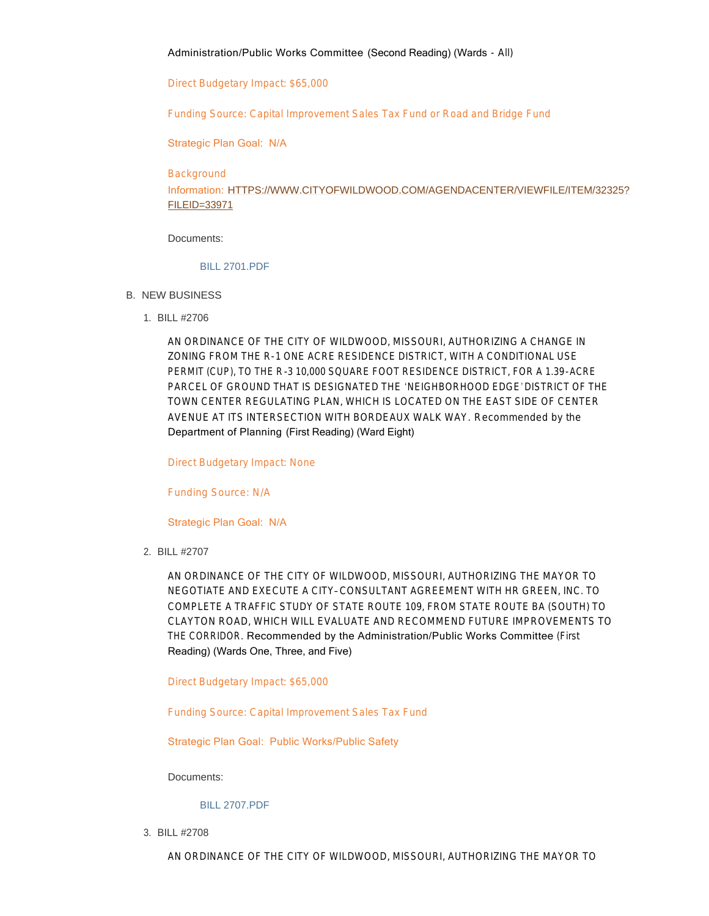Administration/Public Works Committee (Second Reading) (Wards - All)

Direct Budgetary Impact: $65,000

Funding Source: Capital Improvement Sales Tax Fund or Road and Bridge Fund

Strategic Plan Goal: N/A

Background Information: HTTPS://WWW.CITYOFWILDWOOD.COM/AGENDACENTER/VIEWFILE/ITEM/32325?FILEID=33971

Documents:

BILL 2701.PDF

B. NEW BUSINESS

1. BILL #2706

AN ORDINANCE OF THE CITY OF WILDWOOD, MISSOURI, AUTHORIZING A CHANGE IN ZONING FROM THE R-1 ONE ACRE RESIDENCE DISTRICT, WITH A CONDITIONAL USE PERMIT (CUP), TO THE R-3 10,000 SQUARE FOOT RESIDENCE DISTRICT, FOR A 1.39-ACRE PARCEL OF GROUND THAT IS DESIGNATED THE 'NEIGHBORHOOD EDGE' DISTRICT OF THE TOWN CENTER REGULATING PLAN, WHICH IS LOCATED ON THE EAST SIDE OF CENTER AVENUE AT ITS INTERSECTION WITH BORDEAUX WALK WAY. Recommended by the Department of Planning (First Reading) (Ward Eight)

Direct Budgetary Impact: None

Funding Source: N/A

Strategic Plan Goal: N/A

2. BILL #2707

AN ORDINANCE OF THE CITY OF WILDWOOD, MISSOURI, AUTHORIZING THE MAYOR TO NEGOTIATE AND EXECUTE A CITY–CONSULTANT AGREEMENT WITH HR GREEN, INC. TO COMPLETE A TRAFFIC STUDY OF STATE ROUTE 109, FROM STATE ROUTE BA (SOUTH) TO CLAYTON ROAD, WHICH WILL EVALUATE AND RECOMMEND FUTURE IMPROVEMENTS TO THE CORRIDOR. Recommended by the Administration/Public Works Committee (First Reading) (Wards One, Three, and Five)

Direct Budgetary Impact: $65,000

Funding Source: Capital Improvement Sales Tax Fund

Strategic Plan Goal: Public Works/Public Safety

Documents:

BILL 2707.PDF

3. BILL #2708

AN ORDINANCE OF THE CITY OF WILDWOOD, MISSOURI, AUTHORIZING THE MAYOR TO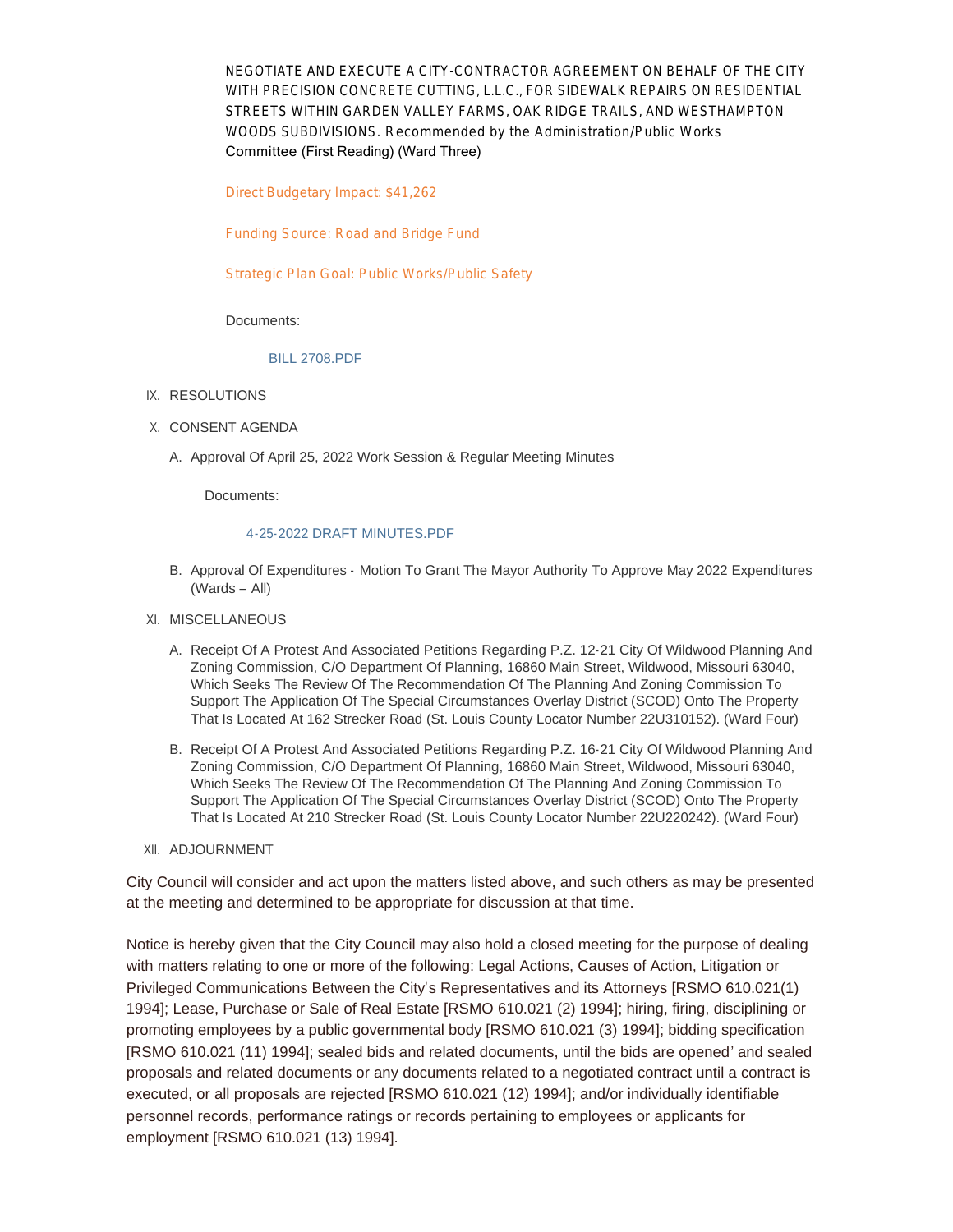NEGOTIATE AND EXECUTE A CITY-CONTRACTOR AGREEMENT ON BEHALF OF THE CITY WITH PRECISION CONCRETE CUTTING, L.L.C., FOR SIDEWALK REPAIRS ON RESIDENTIAL STREETS WITHIN GARDEN VALLEY FARMS, OAK RIDGE TRAILS, AND WESTHAMPTON WOODS SUBDIVISIONS. Recommended by the Administration/Public Works Committee (First Reading) (Ward Three)

Direct Budgetary Impact: $41,262

Funding Source: Road and Bridge Fund

Strategic Plan Goal: Public Works/Public Safety

Documents:

BILL 2708.PDF

IX. RESOLUTIONS

X. CONSENT AGENDA

A. Approval Of April 25, 2022 Work Session & Regular Meeting Minutes

Documents:

4-25-2022 DRAFT MINUTES.PDF

B. Approval Of Expenditures - Motion To Grant The Mayor Authority To Approve May 2022 Expenditures (Wards – All)

XI. MISCELLANEOUS

A. Receipt Of A Protest And Associated Petitions Regarding P.Z. 12-21 City Of Wildwood Planning And Zoning Commission, C/O Department Of Planning, 16860 Main Street, Wildwood, Missouri 63040, Which Seeks The Review Of The Recommendation Of The Planning And Zoning Commission To Support The Application Of The Special Circumstances Overlay District (SCOD) Onto The Property That Is Located At 162 Strecker Road (St. Louis County Locator Number 22U310152). (Ward Four)

B. Receipt Of A Protest And Associated Petitions Regarding P.Z. 16-21 City Of Wildwood Planning And Zoning Commission, C/O Department Of Planning, 16860 Main Street, Wildwood, Missouri 63040, Which Seeks The Review Of The Recommendation Of The Planning And Zoning Commission To Support The Application Of The Special Circumstances Overlay District (SCOD) Onto The Property That Is Located At 210 Strecker Road (St. Louis County Locator Number 22U220242). (Ward Four)

XII. ADJOURNMENT

City Council will consider and act upon the matters listed above, and such others as may be presented at the meeting and determined to be appropriate for discussion at that time.

Notice is hereby given that the City Council may also hold a closed meeting for the purpose of dealing with matters relating to one or more of the following: Legal Actions, Causes of Action, Litigation or Privileged Communications Between the City's Representatives and its Attorneys [RSMO 610.021(1) 1994]; Lease, Purchase or Sale of Real Estate [RSMO 610.021 (2) 1994]; hiring, firing, disciplining or promoting employees by a public governmental body [RSMO 610.021 (3) 1994]; bidding specification [RSMO 610.021 (11) 1994]; sealed bids and related documents, until the bids are opened' and sealed proposals and related documents or any documents related to a negotiated contract until a contract is executed, or all proposals are rejected [RSMO 610.021 (12) 1994]; and/or individually identifiable personnel records, performance ratings or records pertaining to employees or applicants for employment [RSMO 610.021 (13) 1994].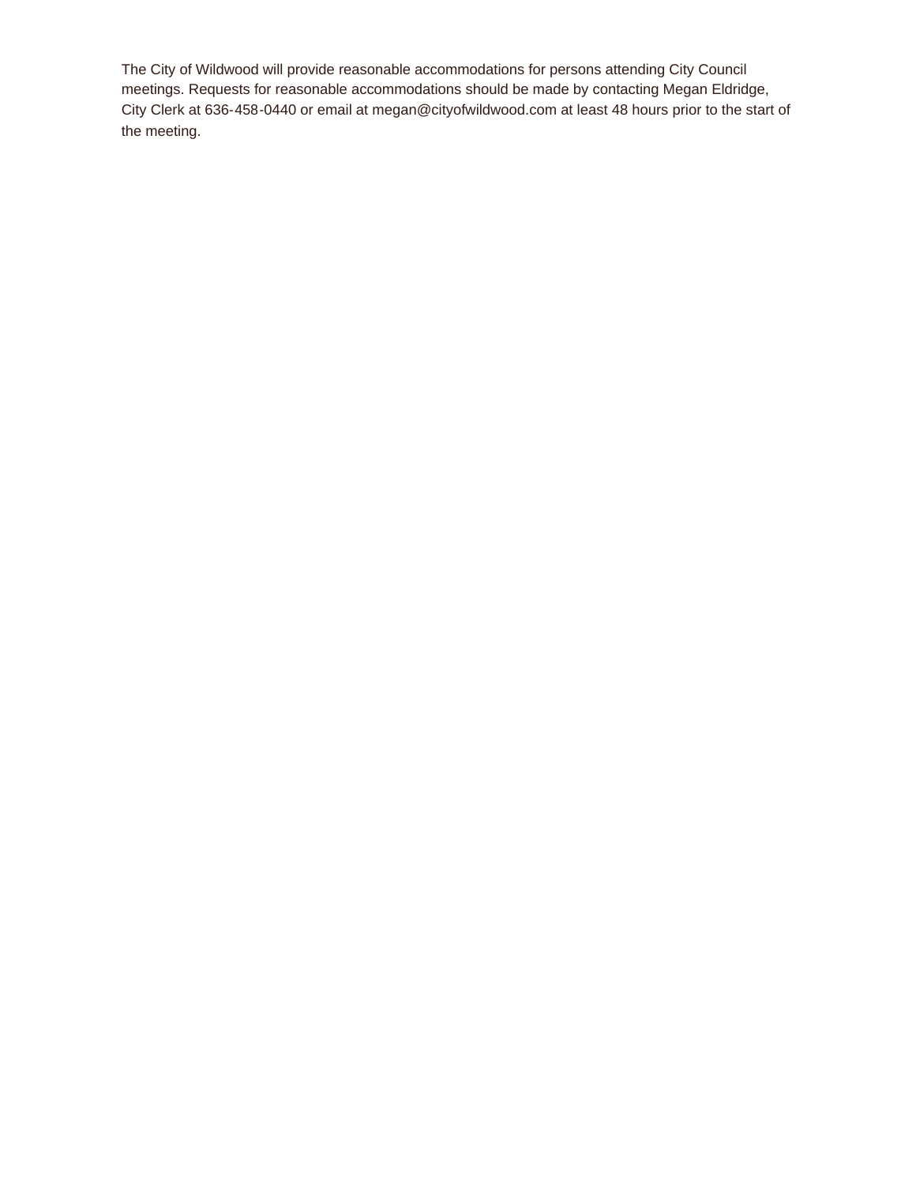The City of Wildwood will provide reasonable accommodations for persons attending City Council meetings. Requests for reasonable accommodations should be made by contacting Megan Eldridge, City Clerk at 636-458-0440 or email at megan@cityofwildwood.com at least 48 hours prior to the start of the meeting.